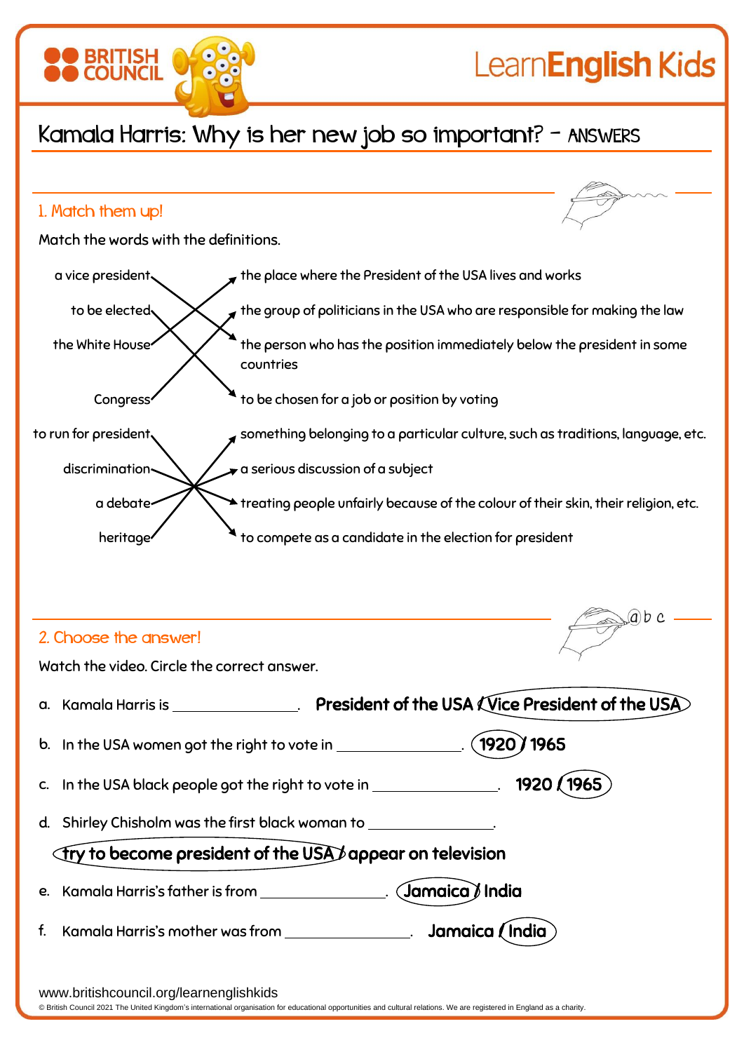# Kamala Harris: Why is her new job so important? – ANSWERS

## 1. Match them up!

Match the words with the definitions.

| Word | Definition |
| --- | --- |
| a vice president | the person who has the position immediately below the president in some countries |
| to be elected | to be chosen for a job or position by voting |
| the White House | the place where the President of the USA lives and works |
| Congress | the group of politicians in the USA who are responsible for making the law |
| to run for president | to compete as a candidate in the election for president |
| discrimination | treating people unfairly because of the colour of their skin, their religion, etc. |
| a debate | a serious discussion of a subject |
| heritage | something belonging to a particular culture, such as traditions, language, etc. |

## 2. Choose the answer!

Watch the video. Circle the correct answer.

a. Kamala Harris is ______________. President of the USA / **(Vice President of the USA)**

b. In the USA women got the right to vote in ______________. **(1920)** / 1965

c. In the USA black people got the right to vote in ______________. 1920 / **(1965)**

d. Shirley Chisholm was the first black woman to ______________.
**(try to become president of the USA)** / appear on television

e. Kamala Harris's father is from ______________. **(Jamaica)** / India

f. Kamala Harris's mother was from ______________. Jamaica / **(India)**

www.britishcouncil.org/learnenglishkids

© British Council 2021 The United Kingdom's international organisation for educational opportunities and cultural relations. We are registered in England as a charity.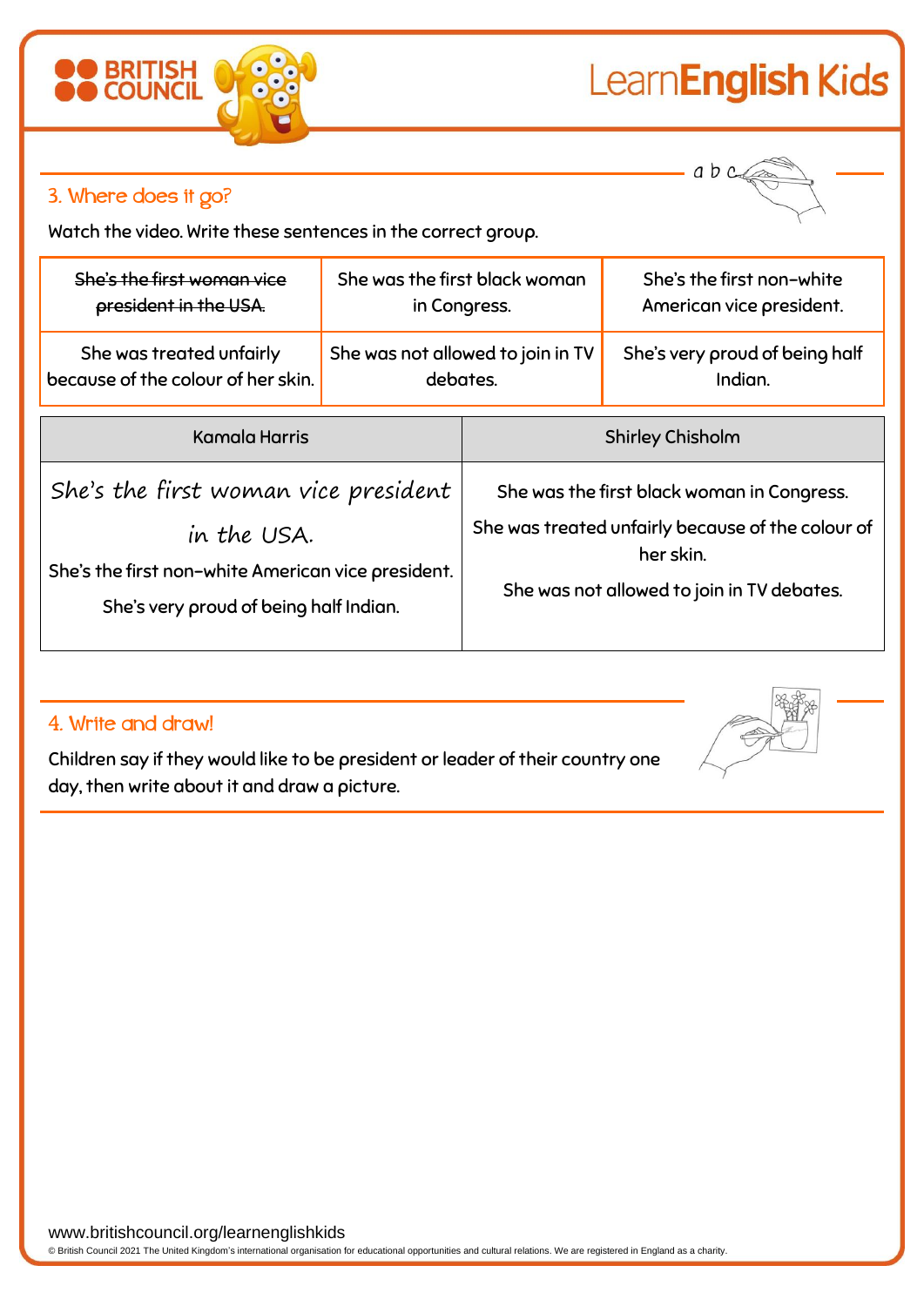## 3. Where does it go?

Watch the video. Write these sentences in the correct group.

| | | |
|---|---|---|
| ~~She's the first woman vice president in the USA.~~ | She was the first black woman in Congress. | She's the first non-white American vice president. |
| She was treated unfairly because of the colour of her skin. | She was not allowed to join in TV debates. | She's very proud of being half Indian. |

| Kamala Harris | Shirley Chisholm |
|---|---|
| She's the first woman vice president in the USA.<br>She's the first non-white American vice president.<br>She's very proud of being half Indian. | She was the first black woman in Congress.<br>She was treated unfairly because of the colour of her skin.<br>She was not allowed to join in TV debates. |

## 4. Write and draw!

Children say if they would like to be president or leader of their country one day, then write about it and draw a picture.

www.britishcouncil.org/learnenglishkids

© British Council 2021 The United Kingdom's international organisation for educational opportunities and cultural relations. We are registered in England as a charity.